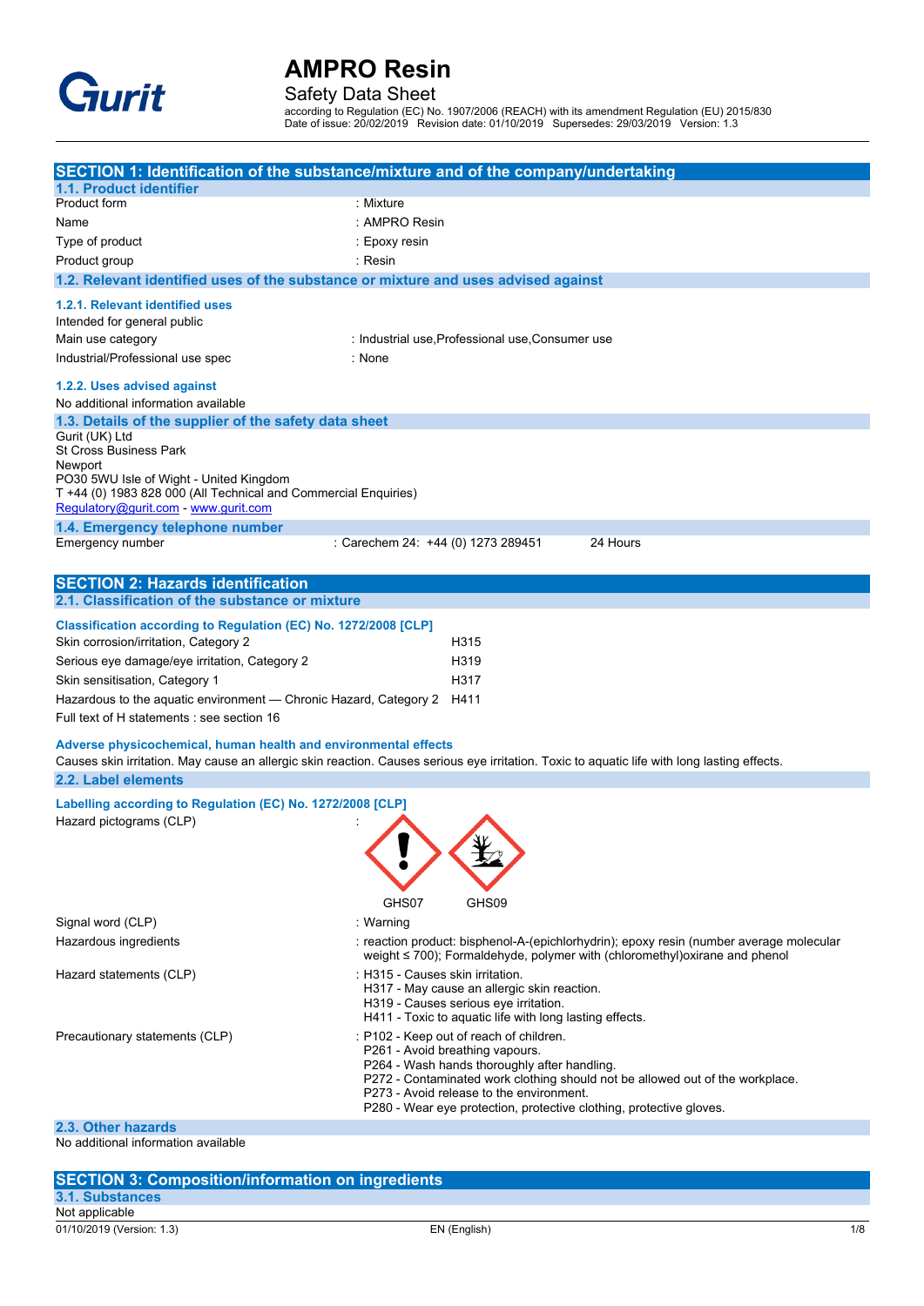# AMPRO Resin

Safety Data Sheet

according to Regulation (EC) No. 1907/2006 (REACH) with its amendment Regulation (EU) 2015/830
Date of issue: 20/02/2019 Revision date: 01/10/2019 Supersedes: 29/03/2019 Version: 1.3

## SECTION 1: Identification of the substance/mixture and of the company/undertaking

### 1.1. Product identifier

| | |
|---|---|
| Product form | : Mixture |
| Name | : AMPRO Resin |
| Type of product | : Epoxy resin |
| Product group | : Resin |

### 1.2. Relevant identified uses of the substance or mixture and uses advised against

#### 1.2.1. Relevant identified uses

Intended for general public

| | |
|---|---|
| Main use category | : Industrial use,Professional use,Consumer use |
| Industrial/Professional use spec | : None |

#### 1.2.2. Uses advised against

No additional information available

### 1.3. Details of the supplier of the safety data sheet

Gurit (UK) Ltd
St Cross Business Park
Newport
PO30 5WU Isle of Wight - United Kingdom
T +44 (0) 1983 828 000 (All Technical and Commercial Enquiries)
Regulatory@gurit.com - www.gurit.com

### 1.4. Emergency telephone number

| | | |
|---|---|---|
| Emergency number | : Carechem 24: +44 (0) 1273 289451 | 24 Hours |

## SECTION 2: Hazards identification

### 2.1. Classification of the substance or mixture

#### Classification according to Regulation (EC) No. 1272/2008 [CLP]

| | |
|---|---|
| Skin corrosion/irritation, Category 2 | H315 |
| Serious eye damage/eye irritation, Category 2 | H319 |
| Skin sensitisation, Category 1 | H317 |
| Hazardous to the aquatic environment — Chronic Hazard, Category 2 | H411 |

Full text of H statements : see section 16

#### Adverse physicochemical, human health and environmental effects

Causes skin irritation. May cause an allergic skin reaction. Causes serious eye irritation. Toxic to aquatic life with long lasting effects.

### 2.2. Label elements

#### Labelling according to Regulation (EC) No. 1272/2008 [CLP]

Hazard pictograms (CLP) :

GHS07 GHS09

| | |
|---|---|
| Signal word (CLP) | : Warning |
| Hazardous ingredients | : reaction product: bisphenol-A-(epichlorhydrin); epoxy resin (number average molecular weight ≤ 700); Formaldehyde, polymer with (chloromethyl)oxirane and phenol |
| Hazard statements (CLP) | : H315 - Causes skin irritation.<br>H317 - May cause an allergic skin reaction.<br>H319 - Causes serious eye irritation.<br>H411 - Toxic to aquatic life with long lasting effects. |
| Precautionary statements (CLP) | : P102 - Keep out of reach of children.<br>P261 - Avoid breathing vapours.<br>P264 - Wash hands thoroughly after handling.<br>P272 - Contaminated work clothing should not be allowed out of the workplace.<br>P273 - Avoid release to the environment.<br>P280 - Wear eye protection, protective clothing, protective gloves. |

### 2.3. Other hazards

No additional information available

## SECTION 3: Composition/information on ingredients

### 3.1. Substances

Not applicable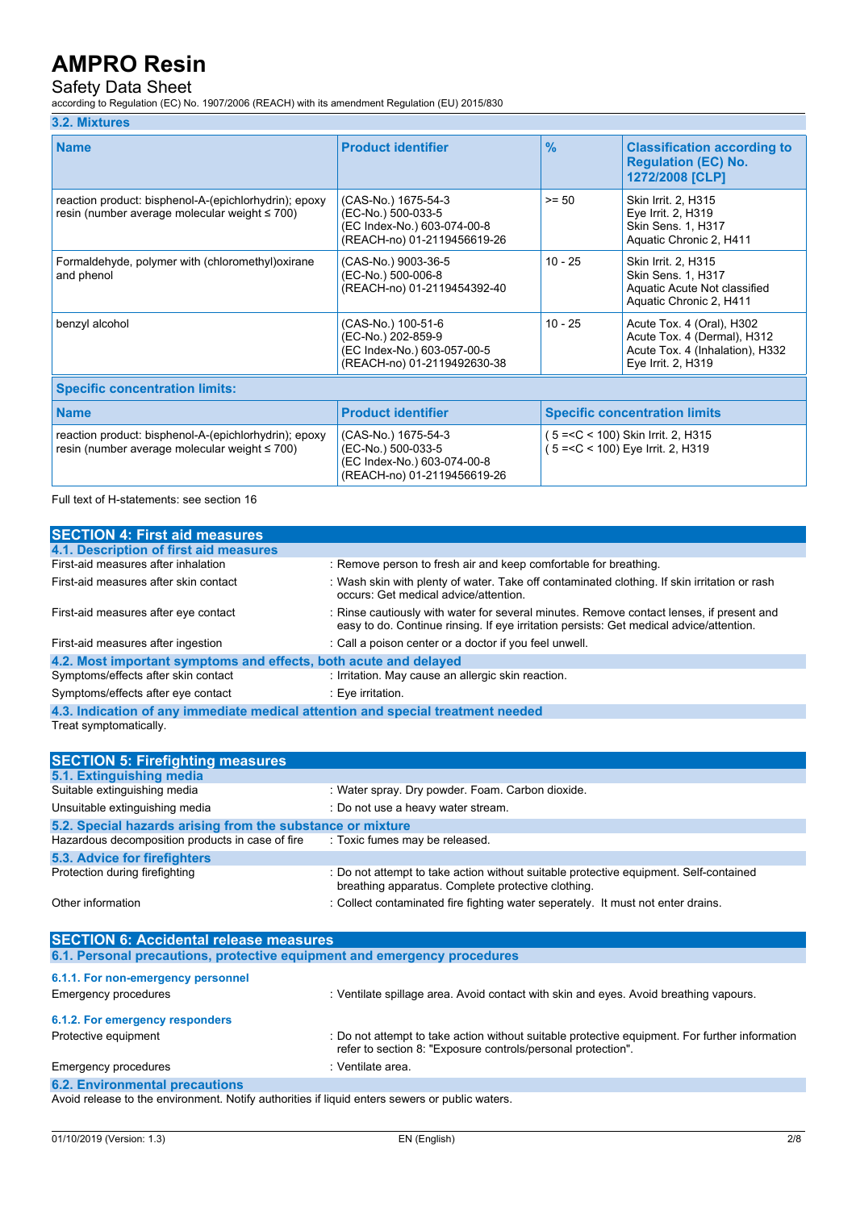### 3.2. Mixtures

| Name | Product identifier | % | Classification according to Regulation (EC) No. 1272/2008 [CLP] |
|---|---|---|---|
| reaction product: bisphenol-A-(epichlorhydrin); epoxy resin (number average molecular weight ≤ 700) | (CAS-No.) 1675-54-3<br>(EC-No.) 500-033-5<br>(EC Index-No.) 603-074-00-8<br>(REACH-no) 01-2119456619-26 | >= 50 | Skin Irrit. 2, H315<br>Eye Irrit. 2, H319<br>Skin Sens. 1, H317<br>Aquatic Chronic 2, H411 |
| Formaldehyde, polymer with (chloromethyl)oxirane and phenol | (CAS-No.) 9003-36-5<br>(EC-No.) 500-006-8<br>(REACH-no) 01-2119454392-40 | 10 - 25 | Skin Irrit. 2, H315<br>Skin Sens. 1, H317<br>Aquatic Acute Not classified<br>Aquatic Chronic 2, H411 |
| benzyl alcohol | (CAS-No.) 100-51-6<br>(EC-No.) 202-859-9<br>(EC Index-No.) 603-057-00-5<br>(REACH-no) 01-2119492630-38 | 10 - 25 | Acute Tox. 4 (Oral), H302<br>Acute Tox. 4 (Dermal), H312<br>Acute Tox. 4 (Inhalation), H332<br>Eye Irrit. 2, H319 |

**Specific concentration limits:**

| Name | Product identifier | Specific concentration limits |
|---|---|---|
| reaction product: bisphenol-A-(epichlorhydrin); epoxy resin (number average molecular weight ≤ 700) | (CAS-No.) 1675-54-3<br>(EC-No.) 500-033-5<br>(EC Index-No.) 603-074-00-8<br>(REACH-no) 01-2119456619-26 | ( 5 =<C < 100) Skin Irrit. 2, H315<br>( 5 =<C < 100) Eye Irrit. 2, H319 |

Full text of H-statements: see section 16

## SECTION 4: First aid measures

### 4.1. Description of first aid measures

| | |
|---|---|
| First-aid measures after inhalation | : Remove person to fresh air and keep comfortable for breathing. |
| First-aid measures after skin contact | : Wash skin with plenty of water. Take off contaminated clothing. If skin irritation or rash occurs: Get medical advice/attention. |
| First-aid measures after eye contact | : Rinse cautiously with water for several minutes. Remove contact lenses, if present and easy to do. Continue rinsing. If eye irritation persists: Get medical advice/attention. |
| First-aid measures after ingestion | : Call a poison center or a doctor if you feel unwell. |

### 4.2. Most important symptoms and effects, both acute and delayed

| | |
|---|---|
| Symptoms/effects after skin contact | : Irritation. May cause an allergic skin reaction. |
| Symptoms/effects after eye contact | : Eye irritation. |

### 4.3. Indication of any immediate medical attention and special treatment needed

Treat symptomatically.

## SECTION 5: Firefighting measures

### 5.1. Extinguishing media

| | |
|---|---|
| Suitable extinguishing media | : Water spray. Dry powder. Foam. Carbon dioxide. |
| Unsuitable extinguishing media | : Do not use a heavy water stream. |

### 5.2. Special hazards arising from the substance or mixture

| | |
|---|---|
| Hazardous decomposition products in case of fire | : Toxic fumes may be released. |

### 5.3. Advice for firefighters

| | |
|---|---|
| Protection during firefighting | : Do not attempt to take action without suitable protective equipment. Self-contained breathing apparatus. Complete protective clothing. |
| Other information | : Collect contaminated fire fighting water seperately. It must not enter drains. |

## SECTION 6: Accidental release measures

### 6.1. Personal precautions, protective equipment and emergency procedures

#### 6.1.1. For non-emergency personnel

| | |
|---|---|
| Emergency procedures | : Ventilate spillage area. Avoid contact with skin and eyes. Avoid breathing vapours. |

#### 6.1.2. For emergency responders

| | |
|---|---|
| Protective equipment | : Do not attempt to take action without suitable protective equipment. For further information refer to section 8: "Exposure controls/personal protection". |
| Emergency procedures | : Ventilate area. |

### 6.2. Environmental precautions

Avoid release to the environment. Notify authorities if liquid enters sewers or public waters.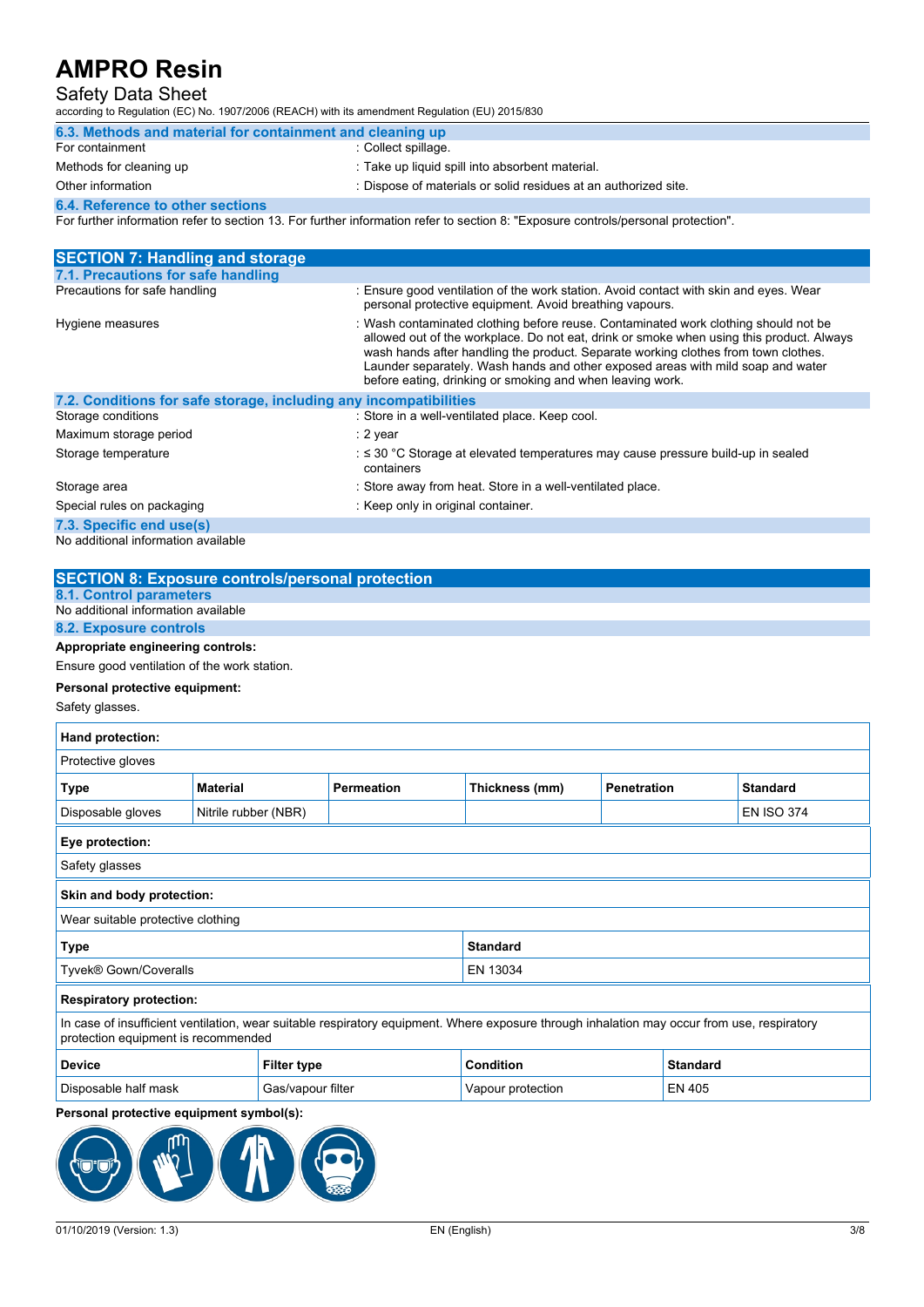### 6.3. Methods and material for containment and cleaning up

| | |
|---|---|
| For containment | : Collect spillage. |
| Methods for cleaning up | : Take up liquid spill into absorbent material. |
| Other information | : Dispose of materials or solid residues at an authorized site. |

### 6.4. Reference to other sections

For further information refer to section 13. For further information refer to section 8: "Exposure controls/personal protection".

## SECTION 7: Handling and storage

### 7.1. Precautions for safe handling

| | |
|---|---|
| Precautions for safe handling | : Ensure good ventilation of the work station. Avoid contact with skin and eyes. Wear personal protective equipment. Avoid breathing vapours. |
| Hygiene measures | : Wash contaminated clothing before reuse. Contaminated work clothing should not be allowed out of the workplace. Do not eat, drink or smoke when using this product. Always wash hands after handling the product. Separate working clothes from town clothes. Launder separately. Wash hands and other exposed areas with mild soap and water before eating, drinking or smoking and when leaving work. |

### 7.2. Conditions for safe storage, including any incompatibilities

| | |
|---|---|
| Storage conditions | : Store in a well-ventilated place. Keep cool. |
| Maximum storage period | : 2 year |
| Storage temperature | : ≤ 30 °C Storage at elevated temperatures may cause pressure build-up in sealed containers |
| Storage area | : Store away from heat. Store in a well-ventilated place. |
| Special rules on packaging | : Keep only in original container. |

### 7.3. Specific end use(s)

No additional information available

## SECTION 8: Exposure controls/personal protection

### 8.1. Control parameters

No additional information available

### 8.2. Exposure controls

**Appropriate engineering controls:**

Ensure good ventilation of the work station.

**Personal protective equipment:**

Safety glasses.

**Hand protection:**

Protective gloves

| Type | Material | Permeation | Thickness (mm) | Penetration | Standard |
|---|---|---|---|---|---|
| Disposable gloves | Nitrile rubber (NBR) | | | | EN ISO 374 |

**Eye protection:**

Safety glasses

**Skin and body protection:**

Wear suitable protective clothing

| Type | Standard |
|---|---|
| Tyvek® Gown/Coveralls | EN 13034 |

**Respiratory protection:**

In case of insufficient ventilation, wear suitable respiratory equipment. Where exposure through inhalation may occur from use, respiratory protection equipment is recommended

| Device | Filter type | Condition | Standard |
|---|---|---|---|
| Disposable half mask | Gas/vapour filter | Vapour protection | EN 405 |

**Personal protective equipment symbol(s):**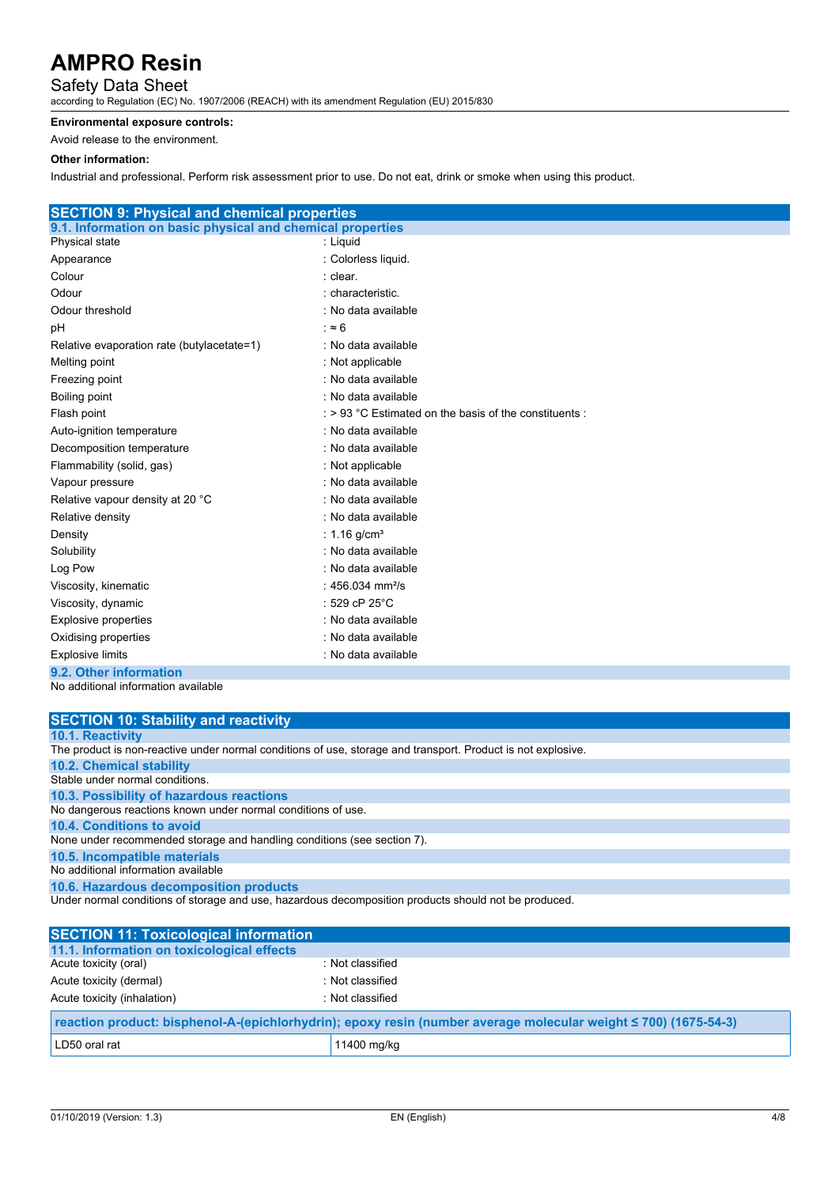**Environmental exposure controls:**

Avoid release to the environment.

**Other information:**

Industrial and professional. Perform risk assessment prior to use. Do not eat, drink or smoke when using this product.

## SECTION 9: Physical and chemical properties

### 9.1. Information on basic physical and chemical properties

| | |
|---|---|
| Physical state | : Liquid |
| Appearance | : Colorless liquid. |
| Colour | : clear. |
| Odour | : characteristic. |
| Odour threshold | : No data available |
| pH | : ≈ 6 |
| Relative evaporation rate (butylacetate=1) | : No data available |
| Melting point | : Not applicable |
| Freezing point | : No data available |
| Boiling point | : No data available |
| Flash point | : > 93 °C Estimated on the basis of the constituents : |
| Auto-ignition temperature | : No data available |
| Decomposition temperature | : No data available |
| Flammability (solid, gas) | : Not applicable |
| Vapour pressure | : No data available |
| Relative vapour density at 20 °C | : No data available |
| Relative density | : No data available |
| Density | : 1.16 g/cm³ |
| Solubility | : No data available |
| Log Pow | : No data available |
| Viscosity, kinematic | : 456.034 mm²/s |
| Viscosity, dynamic | : 529 cP 25°C |
| Explosive properties | : No data available |
| Oxidising properties | : No data available |
| Explosive limits | : No data available |

### 9.2. Other information

No additional information available

## SECTION 10: Stability and reactivity

### 10.1. Reactivity

The product is non-reactive under normal conditions of use, storage and transport. Product is not explosive.

### 10.2. Chemical stability

Stable under normal conditions.

### 10.3. Possibility of hazardous reactions

No dangerous reactions known under normal conditions of use.

### 10.4. Conditions to avoid

None under recommended storage and handling conditions (see section 7).

### 10.5. Incompatible materials

No additional information available

### 10.6. Hazardous decomposition products

Under normal conditions of storage and use, hazardous decomposition products should not be produced.

## SECTION 11: Toxicological information

### 11.1. Information on toxicological effects

| | |
|---|---|
| Acute toxicity (oral) | : Not classified |
| Acute toxicity (dermal) | : Not classified |
| Acute toxicity (inhalation) | : Not classified |

| reaction product: bisphenol-A-(epichlorhydrin); epoxy resin (number average molecular weight ≤ 700) (1675-54-3) | |
|---|---|
| LD50 oral rat | 11400 mg/kg |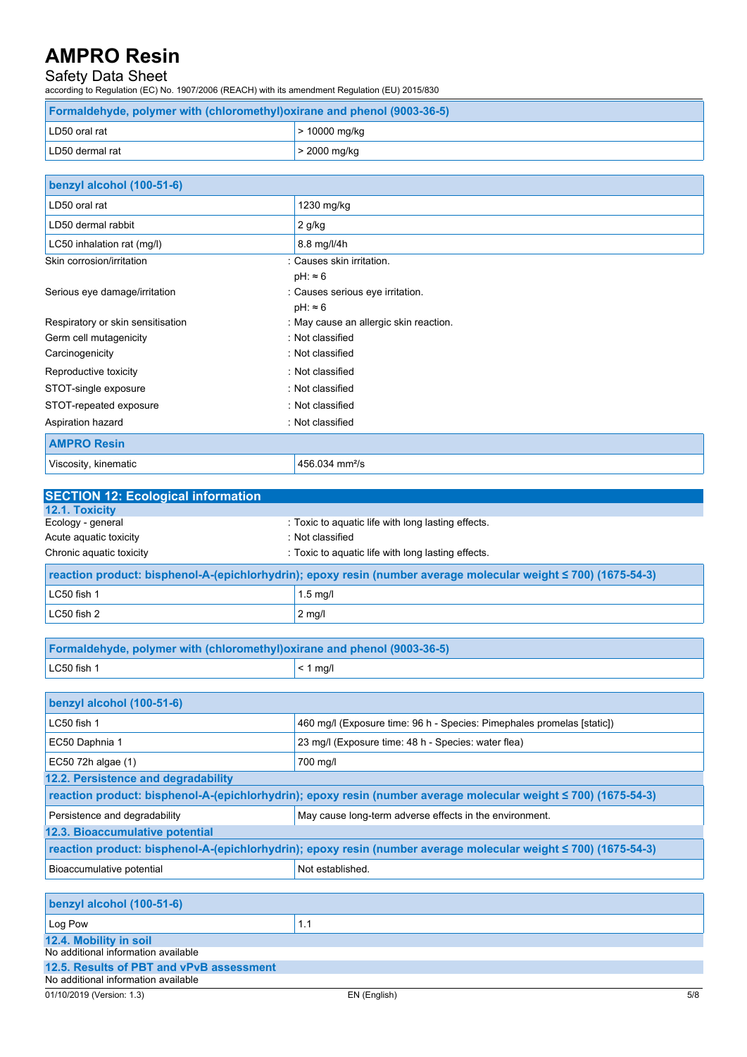| Formaldehyde, polymer with (chloromethyl)oxirane and phenol (9003-36-5) | |
|---|---|
| LD50 oral rat | > 10000 mg/kg |
| LD50 dermal rat | > 2000 mg/kg |

| benzyl alcohol (100-51-6) | |
|---|---|
| LD50 oral rat | 1230 mg/kg |
| LD50 dermal rabbit | 2 g/kg |
| LC50 inhalation rat (mg/l) | 8.8 mg/l/4h |

Skin corrosion/irritation : Causes skin irritation.
pH: ≈ 6

Serious eye damage/irritation : Causes serious eye irritation.
pH: ≈ 6

Respiratory or skin sensitisation : May cause an allergic skin reaction.

Germ cell mutagenicity : Not classified

Carcinogenicity : Not classified

Reproductive toxicity : Not classified

STOT-single exposure : Not classified

STOT-repeated exposure : Not classified

Aspiration hazard : Not classified

| AMPRO Resin | |
|---|---|
| Viscosity, kinematic | 456.034 $mm^2/s$ |

## SECTION 12: Ecological information

### 12.1. Toxicity

Ecology - general : Toxic to aquatic life with long lasting effects.

Acute aquatic toxicity : Not classified

Chronic aquatic toxicity : Toxic to aquatic life with long lasting effects.

| reaction product: bisphenol-A-(epichlorhydrin); epoxy resin (number average molecular weight ≤ 700) (1675-54-3) | |
|---|---|
| LC50 fish 1 | 1.5 mg/l |
| LC50 fish 2 | 2 mg/l |

| Formaldehyde, polymer with (chloromethyl)oxirane and phenol (9003-36-5) | |
|---|---|
| LC50 fish 1 | < 1 mg/l |

| benzyl alcohol (100-51-6) | |
|---|---|
| LC50 fish 1 | 460 mg/l (Exposure time: 96 h - Species: Pimephales promelas [static]) |
| EC50 Daphnia 1 | 23 mg/l (Exposure time: 48 h - Species: water flea) |
| EC50 72h algae (1) | 700 mg/l |

### 12.2. Persistence and degradability

| reaction product: bisphenol-A-(epichlorhydrin); epoxy resin (number average molecular weight ≤ 700) (1675-54-3) | |
|---|---|
| Persistence and degradability | May cause long-term adverse effects in the environment. |

### 12.3. Bioaccumulative potential

| reaction product: bisphenol-A-(epichlorhydrin); epoxy resin (number average molecular weight ≤ 700) (1675-54-3) | |
|---|---|
| Bioaccumulative potential | Not established. |

| benzyl alcohol (100-51-6) | |
|---|---|
| Log Pow | 1.1 |

### 12.4. Mobility in soil

No additional information available

### 12.5. Results of PBT and vPvB assessment

No additional information available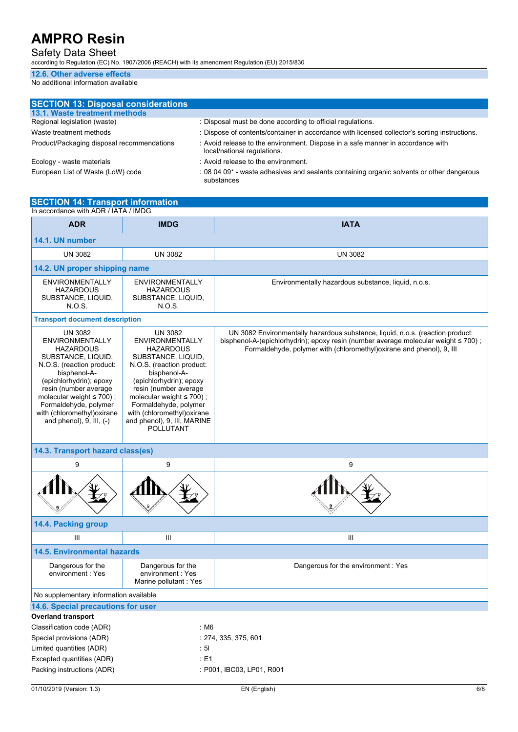### 12.6. Other adverse effects

No additional information available

## SECTION 13: Disposal considerations

### 13.1. Waste treatment methods

| | |
|---|---|
| Regional legislation (waste) | : Disposal must be done according to official regulations. |
| Waste treatment methods | : Dispose of contents/container in accordance with licensed collector's sorting instructions. |
| Product/Packaging disposal recommendations | : Avoid release to the environment. Dispose in a safe manner in accordance with local/national regulations. |
| Ecology - waste materials | : Avoid release to the environment. |
| European List of Waste (LoW) code | : 08 04 09* - waste adhesives and sealants containing organic solvents or other dangerous substances |

## SECTION 14: Transport information

In accordance with ADR / IATA / IMDG

| ADR | IMDG | IATA |
|---|---|---|
| **14.1. UN number** | | |
| UN 3082 | UN 3082 | UN 3082 |
| **14.2. UN proper shipping name** | | |
| ENVIRONMENTALLY HAZARDOUS SUBSTANCE, LIQUID, N.O.S. | ENVIRONMENTALLY HAZARDOUS SUBSTANCE, LIQUID, N.O.S. | Environmentally hazardous substance, liquid, n.o.s. |
| **Transport document description** | | |
| UN 3082 ENVIRONMENTALLY HAZARDOUS SUBSTANCE, LIQUID, N.O.S. (reaction product: bisphenol-A-(epichlorhydrin); epoxy resin (number average molecular weight ≤ 700) ; Formaldehyde, polymer with (chloromethyl)oxirane and phenol), 9, III, (-) | UN 3082 ENVIRONMENTALLY HAZARDOUS SUBSTANCE, LIQUID, N.O.S. (reaction product: bisphenol-A-(epichlorhydrin); epoxy resin (number average molecular weight ≤ 700) ; Formaldehyde, polymer with (chloromethyl)oxirane and phenol), 9, III, MARINE POLLUTANT | UN 3082 Environmentally hazardous substance, liquid, n.o.s. (reaction product: bisphenol-A-(epichlorhydrin); epoxy resin (number average molecular weight ≤ 700) ; Formaldehyde, polymer with (chloromethyl)oxirane and phenol), 9, III |
| **14.3. Transport hazard class(es)** | | |
| 9 | 9 | 9 |
| **14.4. Packing group** | | |
| III | III | III |
| **14.5. Environmental hazards** | | |
| Dangerous for the environment : Yes | Dangerous for the environment : Yes<br>Marine pollutant : Yes | Dangerous for the environment : Yes |

No supplementary information available

### 14.6. Special precautions for user

**Overland transport**

| | |
|---|---|
| Classification code (ADR) | : M6 |
| Special provisions (ADR) | : 274, 335, 375, 601 |
| Limited quantities (ADR) | : 5l |
| Excepted quantities (ADR) | : E1 |
| Packing instructions (ADR) | : P001, IBC03, LP01, R001 |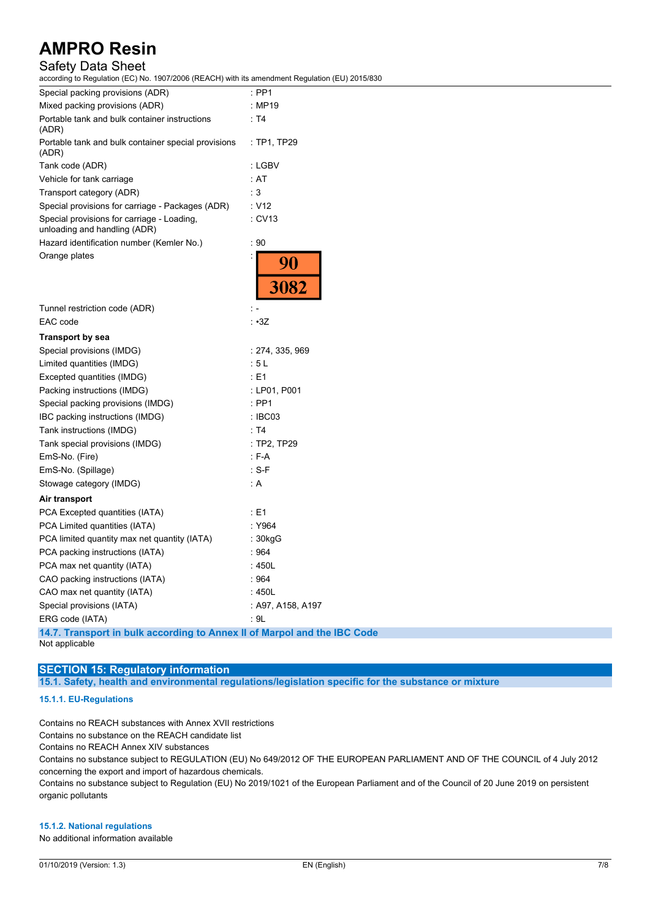| | |
|---|---|
| Special packing provisions (ADR) | : PP1 |
| Mixed packing provisions (ADR) | : MP19 |
| Portable tank and bulk container instructions (ADR) | : T4 |
| Portable tank and bulk container special provisions (ADR) | : TP1, TP29 |
| Tank code (ADR) | : LGBV |
| Vehicle for tank carriage | : AT |
| Transport category (ADR) | : 3 |
| Special provisions for carriage - Packages (ADR) | : V12 |
| Special provisions for carriage - Loading, unloading and handling (ADR) | : CV13 |
| Hazard identification number (Kemler No.) | : 90 |
| Orange plates | : 90 / 3082 |
| Tunnel restriction code (ADR) | : - |
| EAC code | : •3Z |

**Transport by sea**

| | |
|---|---|
| Special provisions (IMDG) | : 274, 335, 969 |
| Limited quantities (IMDG) | : 5 L |
| Excepted quantities (IMDG) | : E1 |
| Packing instructions (IMDG) | : LP01, P001 |
| Special packing provisions (IMDG) | : PP1 |
| IBC packing instructions (IMDG) | : IBC03 |
| Tank instructions (IMDG) | : T4 |
| Tank special provisions (IMDG) | : TP2, TP29 |
| EmS-No. (Fire) | : F-A |
| EmS-No. (Spillage) | : S-F |
| Stowage category (IMDG) | : A |

**Air transport**

| | |
|---|---|
| PCA Excepted quantities (IATA) | : E1 |
| PCA Limited quantities (IATA) | : Y964 |
| PCA limited quantity max net quantity (IATA) | : 30kgG |
| PCA packing instructions (IATA) | : 964 |
| PCA max net quantity (IATA) | : 450L |
| CAO packing instructions (IATA) | : 964 |
| CAO max net quantity (IATA) | : 450L |
| Special provisions (IATA) | : A97, A158, A197 |
| ERG code (IATA) | : 9L |

### 14.7. Transport in bulk according to Annex II of Marpol and the IBC Code

Not applicable

## SECTION 15: Regulatory information

### 15.1. Safety, health and environmental regulations/legislation specific for the substance or mixture

#### 15.1.1. EU-Regulations

Contains no REACH substances with Annex XVII restrictions
Contains no substance on the REACH candidate list
Contains no REACH Annex XIV substances
Contains no substance subject to REGULATION (EU) No 649/2012 OF THE EUROPEAN PARLIAMENT AND OF THE COUNCIL of 4 July 2012 concerning the export and import of hazardous chemicals.
Contains no substance subject to Regulation (EU) No 2019/1021 of the European Parliament and of the Council of 20 June 2019 on persistent organic pollutants

#### 15.1.2. National regulations

No additional information available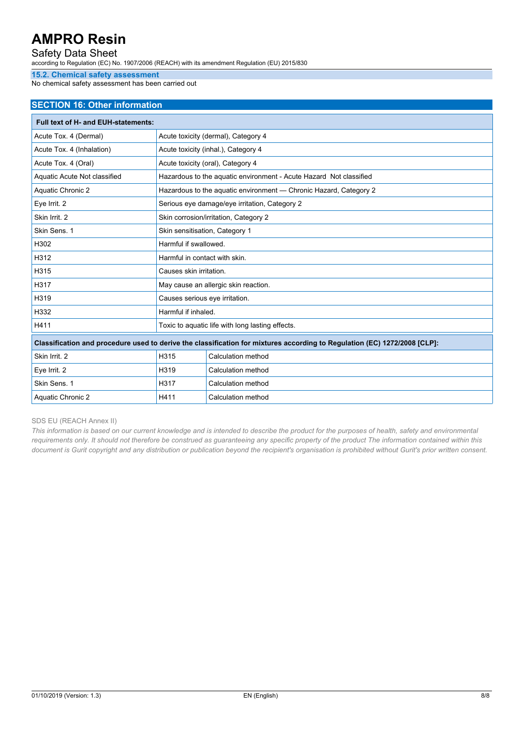### 15.2. Chemical safety assessment

No chemical safety assessment has been carried out

## SECTION 16: Other information

| Full text of H- and EUH-statements: | |
|---|---|
| Acute Tox. 4 (Dermal) | Acute toxicity (dermal), Category 4 |
| Acute Tox. 4 (Inhalation) | Acute toxicity (inhal.), Category 4 |
| Acute Tox. 4 (Oral) | Acute toxicity (oral), Category 4 |
| Aquatic Acute Not classified | Hazardous to the aquatic environment - Acute Hazard Not classified |
| Aquatic Chronic 2 | Hazardous to the aquatic environment — Chronic Hazard, Category 2 |
| Eye Irrit. 2 | Serious eye damage/eye irritation, Category 2 |
| Skin Irrit. 2 | Skin corrosion/irritation, Category 2 |
| Skin Sens. 1 | Skin sensitisation, Category 1 |
| H302 | Harmful if swallowed. |
| H312 | Harmful in contact with skin. |
| H315 | Causes skin irritation. |
| H317 | May cause an allergic skin reaction. |
| H319 | Causes serious eye irritation. |
| H332 | Harmful if inhaled. |
| H411 | Toxic to aquatic life with long lasting effects. |

| Classification and procedure used to derive the classification for mixtures according to Regulation (EC) 1272/2008 [CLP]: | | |
|---|---|---|
| Skin Irrit. 2 | H315 | Calculation method |
| Eye Irrit. 2 | H319 | Calculation method |
| Skin Sens. 1 | H317 | Calculation method |
| Aquatic Chronic 2 | H411 | Calculation method |

SDS EU (REACH Annex II)

*This information is based on our current knowledge and is intended to describe the product for the purposes of health, safety and environmental requirements only. It should not therefore be construed as guaranteeing any specific property of the product The information contained within this document is Gurit copyright and any distribution or publication beyond the recipient's organisation is prohibited without Gurit's prior written consent.*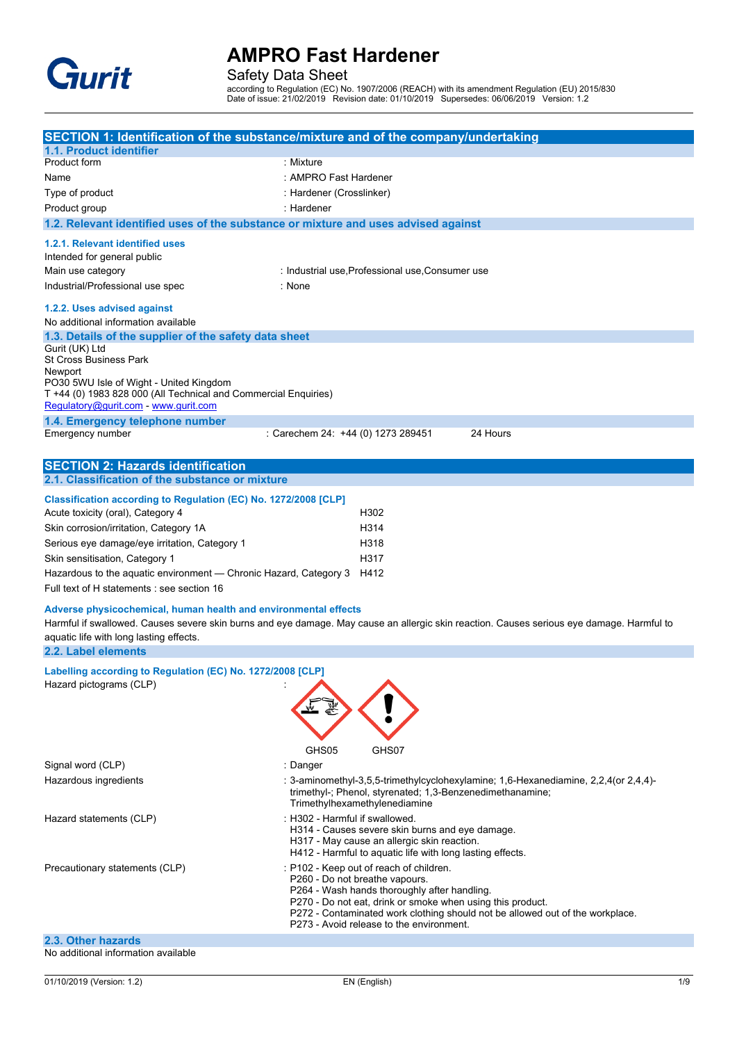# AMPRO Fast Hardener

Safety Data Sheet

according to Regulation (EC) No. 1907/2006 (REACH) with its amendment Regulation (EU) 2015/830
Date of issue: 21/02/2019 Revision date: 01/10/2019 Supersedes: 06/06/2019 Version: 1.2

## SECTION 1: Identification of the substance/mixture and of the company/undertaking

### 1.1. Product identifier

| | |
|---|---|
| Product form | : Mixture |
| Name | : AMPRO Fast Hardener |
| Type of product | : Hardener (Crosslinker) |
| Product group | : Hardener |

### 1.2. Relevant identified uses of the substance or mixture and uses advised against

#### 1.2.1. Relevant identified uses

Intended for general public

| | |
|---|---|
| Main use category | : Industrial use,Professional use,Consumer use |
| Industrial/Professional use spec | : None |

#### 1.2.2. Uses advised against

No additional information available

### 1.3. Details of the supplier of the safety data sheet

Gurit (UK) Ltd
St Cross Business Park
Newport
PO30 5WU Isle of Wight - United Kingdom
T +44 (0) 1983 828 000 (All Technical and Commercial Enquiries)
Regulatory@gurit.com - www.gurit.com

### 1.4. Emergency telephone number

| | | |
|---|---|---|
| Emergency number | : Carechem 24: +44 (0) 1273 289451 | 24 Hours |

## SECTION 2: Hazards identification

### 2.1. Classification of the substance or mixture

**Classification according to Regulation (EC) No. 1272/2008 [CLP]**

| | |
|---|---|
| Acute toxicity (oral), Category 4 | H302 |
| Skin corrosion/irritation, Category 1A | H314 |
| Serious eye damage/eye irritation, Category 1 | H318 |
| Skin sensitisation, Category 1 | H317 |
| Hazardous to the aquatic environment — Chronic Hazard, Category 3 | H412 |

Full text of H statements : see section 16

**Adverse physicochemical, human health and environmental effects**

Harmful if swallowed. Causes severe skin burns and eye damage. May cause an allergic skin reaction. Causes serious eye damage. Harmful to aquatic life with long lasting effects.

### 2.2. Label elements

**Labelling according to Regulation (EC) No. 1272/2008 [CLP]**

Hazard pictograms (CLP) :

GHS05 GHS07

| | |
|---|---|
| Signal word (CLP) | : Danger |
| Hazardous ingredients | : 3-aminomethyl-3,5,5-trimethylcyclohexylamine; 1,6-Hexanediamine, 2,2,4(or 2,4,4)-trimethyl-; Phenol, styrenated; 1,3-Benzenedimethanamine; Trimethylhexamethylenediamine |
| Hazard statements (CLP) | : H302 - Harmful if swallowed.<br>H314 - Causes severe skin burns and eye damage.<br>H317 - May cause an allergic skin reaction.<br>H412 - Harmful to aquatic life with long lasting effects. |
| Precautionary statements (CLP) | : P102 - Keep out of reach of children.<br>P260 - Do not breathe vapours.<br>P264 - Wash hands thoroughly after handling.<br>P270 - Do not eat, drink or smoke when using this product.<br>P272 - Contaminated work clothing should not be allowed out of the workplace.<br>P273 - Avoid release to the environment. |

### 2.3. Other hazards

No additional information available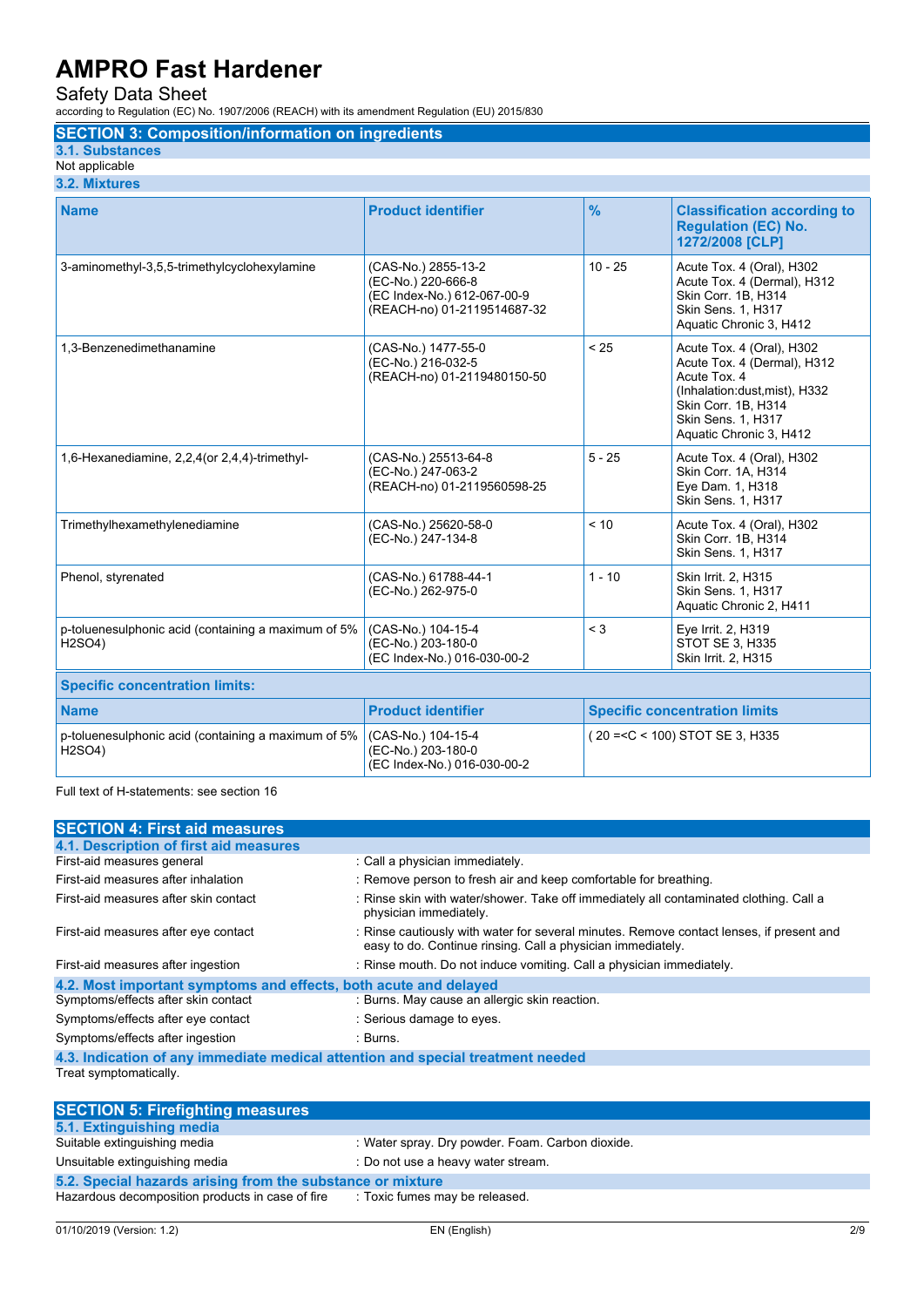# AMPRO Fast Hardener

Safety Data Sheet

according to Regulation (EC) No. 1907/2006 (REACH) with its amendment Regulation (EU) 2015/830

## SECTION 3: Composition/information on ingredients

### 3.1. Substances

Not applicable

### 3.2. Mixtures

| Name | Product identifier | % | Classification according to Regulation (EC) No. 1272/2008 [CLP] |
|---|---|---|---|
| 3-aminomethyl-3,5,5-trimethylcyclohexylamine | (CAS-No.) 2855-13-2<br>(EC-No.) 220-666-8<br>(EC Index-No.) 612-067-00-9<br>(REACH-no) 01-2119514687-32 | 10 - 25 | Acute Tox. 4 (Oral), H302<br>Acute Tox. 4 (Dermal), H312<br>Skin Corr. 1B, H314<br>Skin Sens. 1, H317<br>Aquatic Chronic 3, H412 |
| 1,3-Benzenedimethanamine | (CAS-No.) 1477-55-0<br>(EC-No.) 216-032-5<br>(REACH-no) 01-2119480150-50 | < 25 | Acute Tox. 4 (Oral), H302<br>Acute Tox. 4 (Dermal), H312<br>Acute Tox. 4 (Inhalation:dust,mist), H332<br>Skin Corr. 1B, H314<br>Skin Sens. 1, H317<br>Aquatic Chronic 3, H412 |
| 1,6-Hexanediamine, 2,2,4(or 2,4,4)-trimethyl- | (CAS-No.) 25513-64-8<br>(EC-No.) 247-063-2<br>(REACH-no) 01-2119560598-25 | 5 - 25 | Acute Tox. 4 (Oral), H302<br>Skin Corr. 1A, H314<br>Eye Dam. 1, H318<br>Skin Sens. 1, H317 |
| Trimethylhexamethylenediamine | (CAS-No.) 25620-58-0<br>(EC-No.) 247-134-8 | < 10 | Acute Tox. 4 (Oral), H302<br>Skin Corr. 1B, H314<br>Skin Sens. 1, H317 |
| Phenol, styrenated | (CAS-No.) 61788-44-1<br>(EC-No.) 262-975-0 | 1 - 10 | Skin Irrit. 2, H315<br>Skin Sens. 1, H317<br>Aquatic Chronic 2, H411 |
| p-toluenesulphonic acid (containing a maximum of 5% H2SO4) | (CAS-No.) 104-15-4<br>(EC-No.) 203-180-0<br>(EC Index-No.) 016-030-00-2 | < 3 | Eye Irrit. 2, H319<br>STOT SE 3, H335<br>Skin Irrit. 2, H315 |

**Specific concentration limits:**

| Name | Product identifier | Specific concentration limits |
|---|---|---|
| p-toluenesulphonic acid (containing a maximum of 5% H2SO4) | (CAS-No.) 104-15-4<br>(EC-No.) 203-180-0<br>(EC Index-No.) 016-030-00-2 | ( 20 =<C < 100) STOT SE 3, H335 |

Full text of H-statements: see section 16

## SECTION 4: First aid measures

### 4.1. Description of first aid measures

First-aid measures general : Call a physician immediately.

First-aid measures after inhalation : Remove person to fresh air and keep comfortable for breathing.

First-aid measures after skin contact : Rinse skin with water/shower. Take off immediately all contaminated clothing. Call a physician immediately.

First-aid measures after eye contact : Rinse cautiously with water for several minutes. Remove contact lenses, if present and easy to do. Continue rinsing. Call a physician immediately.

First-aid measures after ingestion : Rinse mouth. Do not induce vomiting. Call a physician immediately.

### 4.2. Most important symptoms and effects, both acute and delayed

Symptoms/effects after skin contact : Burns. May cause an allergic skin reaction.

Symptoms/effects after eye contact : Serious damage to eyes.

Symptoms/effects after ingestion : Burns.

### 4.3. Indication of any immediate medical attention and special treatment needed

Treat symptomatically.

## SECTION 5: Firefighting measures

### 5.1. Extinguishing media

Suitable extinguishing media : Water spray. Dry powder. Foam. Carbon dioxide.

Unsuitable extinguishing media : Do not use a heavy water stream.

### 5.2. Special hazards arising from the substance or mixture

Hazardous decomposition products in case of fire : Toxic fumes may be released.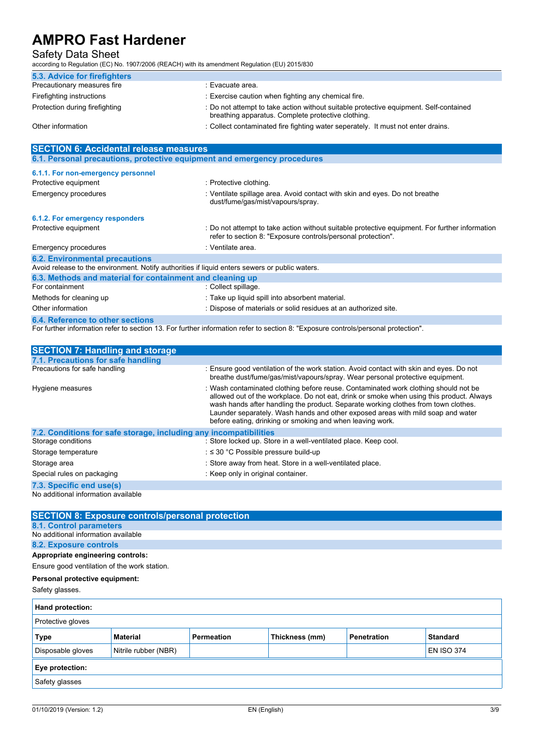### 5.3. Advice for firefighters

| | |
|---|---|
| Precautionary measures fire | : Evacuate area. |
| Firefighting instructions | : Exercise caution when fighting any chemical fire. |
| Protection during firefighting | : Do not attempt to take action without suitable protective equipment. Self-contained breathing apparatus. Complete protective clothing. |
| Other information | : Collect contaminated fire fighting water seperately. It must not enter drains. |

## SECTION 6: Accidental release measures

### 6.1. Personal precautions, protective equipment and emergency procedures

#### 6.1.1. For non-emergency personnel

| | |
|---|---|
| Protective equipment | : Protective clothing. |
| Emergency procedures | : Ventilate spillage area. Avoid contact with skin and eyes. Do not breathe dust/fume/gas/mist/vapours/spray. |

#### 6.1.2. For emergency responders

| | |
|---|---|
| Protective equipment | : Do not attempt to take action without suitable protective equipment. For further information refer to section 8: "Exposure controls/personal protection". |
| Emergency procedures | : Ventilate area. |

### 6.2. Environmental precautions

Avoid release to the environment. Notify authorities if liquid enters sewers or public waters.

### 6.3. Methods and material for containment and cleaning up

| | |
|---|---|
| For containment | : Collect spillage. |
| Methods for cleaning up | : Take up liquid spill into absorbent material. |
| Other information | : Dispose of materials or solid residues at an authorized site. |

### 6.4. Reference to other sections

For further information refer to section 13. For further information refer to section 8: "Exposure controls/personal protection".

## SECTION 7: Handling and storage

### 7.1. Precautions for safe handling

| | |
|---|---|
| Precautions for safe handling | : Ensure good ventilation of the work station. Avoid contact with skin and eyes. Do not breathe dust/fume/gas/mist/vapours/spray. Wear personal protective equipment. |
| Hygiene measures | : Wash contaminated clothing before reuse. Contaminated work clothing should not be allowed out of the workplace. Do not eat, drink or smoke when using this product. Always wash hands after handling the product. Separate working clothes from town clothes. Launder separately. Wash hands and other exposed areas with mild soap and water before eating, drinking or smoking and when leaving work. |

### 7.2. Conditions for safe storage, including any incompatibilities

| | |
|---|---|
| Storage conditions | : Store locked up. Store in a well-ventilated place. Keep cool. |
| Storage temperature | : ≤ 30 °C Possible pressure build-up |
| Storage area | : Store away from heat. Store in a well-ventilated place. |
| Special rules on packaging | : Keep only in original container. |

### 7.3. Specific end use(s)

No additional information available

## SECTION 8: Exposure controls/personal protection

### 8.1. Control parameters

No additional information available

### 8.2. Exposure controls

**Appropriate engineering controls:**

Ensure good ventilation of the work station.

**Personal protective equipment:**

Safety glasses.

**Hand protection:**

Protective gloves

| Type | Material | Permeation | Thickness (mm) | Penetration | Standard |
|---|---|---|---|---|---|
| Disposable gloves | Nitrile rubber (NBR) | | | | EN ISO 374 |

**Eye protection:**

Safety glasses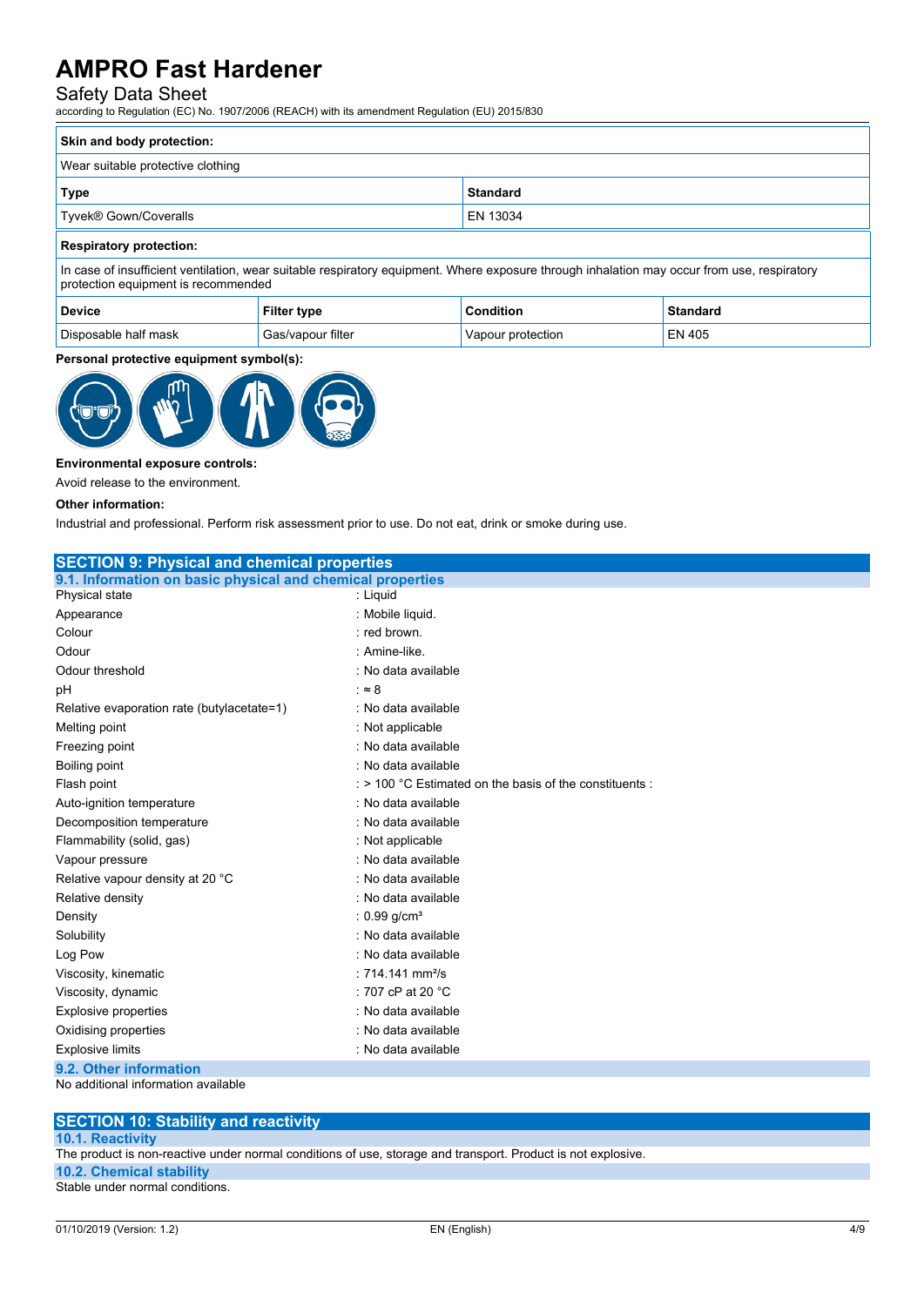| Skin and body protection: | |
|---|---|
| Wear suitable protective clothing | |
| **Type** | **Standard** |
| Tyvek® Gown/Coveralls | EN 13034 |

| Respiratory protection: | | | |
|---|---|---|---|
| In case of insufficient ventilation, wear suitable respiratory equipment. Where exposure through inhalation may occur from use, respiratory protection equipment is recommended | | | |
| **Device** | **Filter type** | **Condition** | **Standard** |
| Disposable half mask | Gas/vapour filter | Vapour protection | EN 405 |

**Personal protective equipment symbol(s):**

**Environmental exposure controls:**

Avoid release to the environment.

**Other information:**

Industrial and professional. Perform risk assessment prior to use. Do not eat, drink or smoke during use.

## SECTION 9: Physical and chemical properties

### 9.1. Information on basic physical and chemical properties

| | |
|---|---|
| Physical state | : Liquid |
| Appearance | : Mobile liquid. |
| Colour | : red brown. |
| Odour | : Amine-like. |
| Odour threshold | : No data available |
| pH | : ≈ 8 |
| Relative evaporation rate (butylacetate=1) | : No data available |
| Melting point | : Not applicable |
| Freezing point | : No data available |
| Boiling point | : No data available |
| Flash point | : > 100 °C Estimated on the basis of the constituents : |
| Auto-ignition temperature | : No data available |
| Decomposition temperature | : No data available |
| Flammability (solid, gas) | : Not applicable |
| Vapour pressure | : No data available |
| Relative vapour density at 20 °C | : No data available |
| Relative density | : No data available |
| Density | : 0.99 g/cm³ |
| Solubility | : No data available |
| Log Pow | : No data available |
| Viscosity, kinematic | : 714.141 mm²/s |
| Viscosity, dynamic | : 707 cP at 20 °C |
| Explosive properties | : No data available |
| Oxidising properties | : No data available |
| Explosive limits | : No data available |

### 9.2. Other information

No additional information available

## SECTION 10: Stability and reactivity

### 10.1. Reactivity

The product is non-reactive under normal conditions of use, storage and transport. Product is not explosive.

### 10.2. Chemical stability

Stable under normal conditions.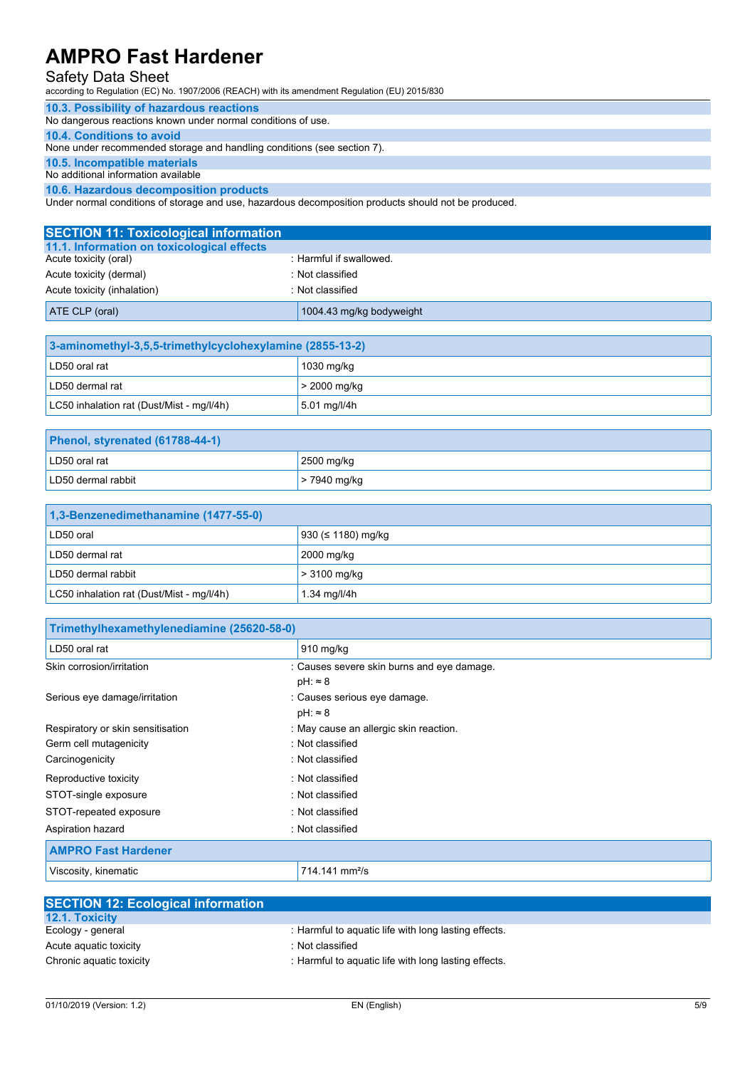### 10.3. Possibility of hazardous reactions

No dangerous reactions known under normal conditions of use.

### 10.4. Conditions to avoid

None under recommended storage and handling conditions (see section 7).

### 10.5. Incompatible materials

No additional information available

### 10.6. Hazardous decomposition products

Under normal conditions of storage and use, hazardous decomposition products should not be produced.

## SECTION 11: Toxicological information

### 11.1. Information on toxicological effects

Acute toxicity (oral) : Harmful if swallowed.

Acute toxicity (dermal) : Not classified

Acute toxicity (inhalation) : Not classified

| ATE CLP (oral) | 1004.43 mg/kg bodyweight |
|---|---|

| 3-aminomethyl-3,5,5-trimethylcyclohexylamine (2855-13-2) | |
|---|---|
| LD50 oral rat | 1030 mg/kg |
| LD50 dermal rat | > 2000 mg/kg |
| LC50 inhalation rat (Dust/Mist - mg/l/4h) | 5.01 mg/l/4h |

| Phenol, styrenated (61788-44-1) | |
|---|---|
| LD50 oral rat | 2500 mg/kg |
| LD50 dermal rabbit | > 7940 mg/kg |

| 1,3-Benzenedimethanamine (1477-55-0) | |
|---|---|
| LD50 oral | 930 (≤ 1180) mg/kg |
| LD50 dermal rat | 2000 mg/kg |
| LD50 dermal rabbit | > 3100 mg/kg |
| LC50 inhalation rat (Dust/Mist - mg/l/4h) | 1.34 mg/l/4h |

| Trimethylhexamethylenediamine (25620-58-0) | |
|---|---|
| LD50 oral rat | 910 mg/kg |

Skin corrosion/irritation : Causes severe skin burns and eye damage.
pH: ≈ 8

Serious eye damage/irritation : Causes serious eye damage.
pH: ≈ 8

Respiratory or skin sensitisation : May cause an allergic skin reaction.

Germ cell mutagenicity : Not classified

Carcinogenicity : Not classified

Reproductive toxicity : Not classified

STOT-single exposure : Not classified

STOT-repeated exposure : Not classified

Aspiration hazard : Not classified

| AMPRO Fast Hardener | |
|---|---|
| Viscosity, kinematic | 714.141 $mm^2/s$ |

## SECTION 12: Ecological information

### 12.1. Toxicity

Ecology - general : Harmful to aquatic life with long lasting effects.

Acute aquatic toxicity : Not classified

Chronic aquatic toxicity : Harmful to aquatic life with long lasting effects.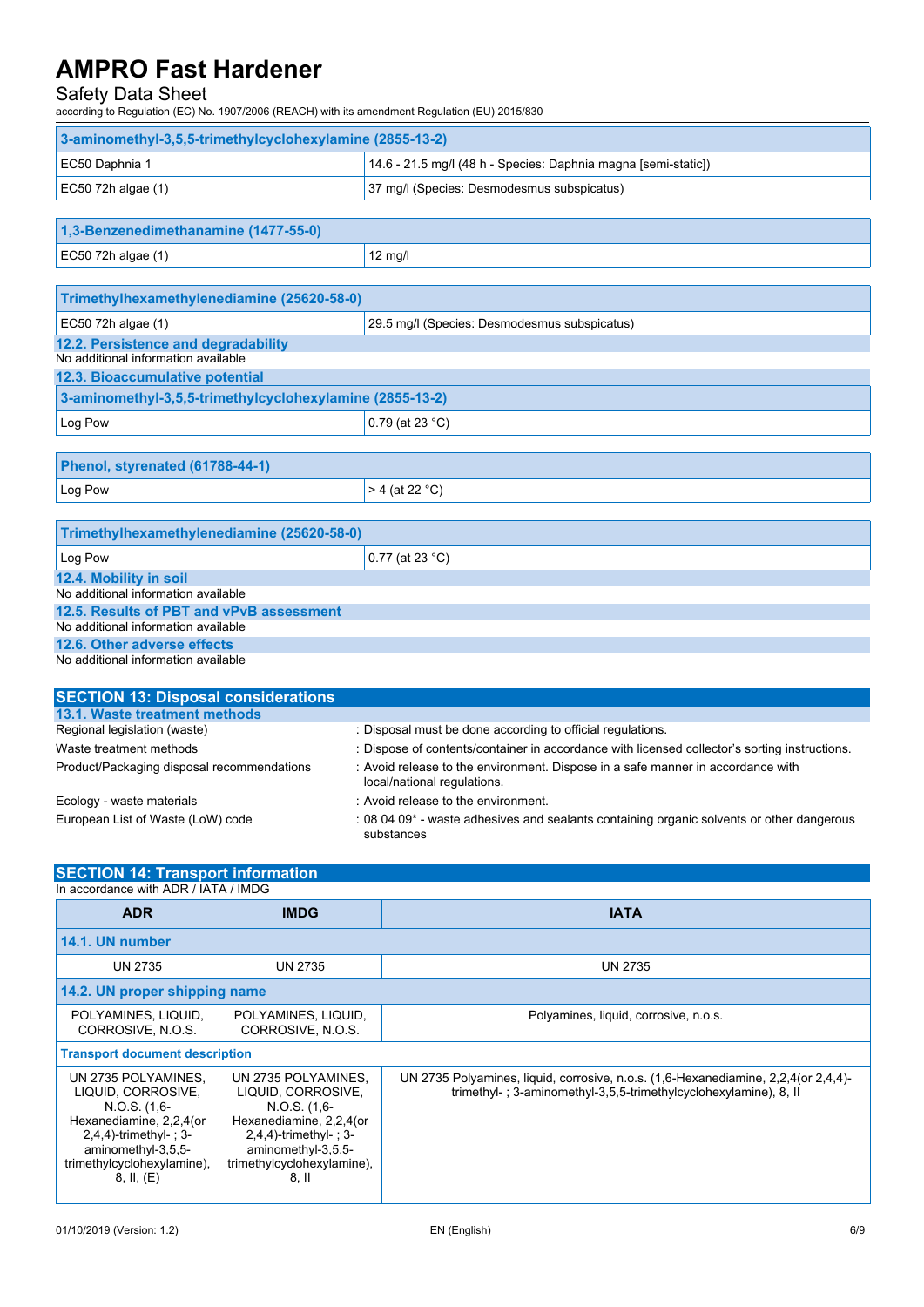| 3-aminomethyl-3,5,5-trimethylcyclohexylamine (2855-13-2) | |
|---|---|
| EC50 Daphnia 1 | 14.6 - 21.5 mg/l (48 h - Species: Daphnia magna [semi-static]) |
| EC50 72h algae (1) | 37 mg/l (Species: Desmodesmus subspicatus) |

| 1,3-Benzenedimethanamine (1477-55-0) | |
|---|---|
| EC50 72h algae (1) | 12 mg/l |

| Trimethylhexamethylenediamine (25620-58-0) | |
|---|---|
| EC50 72h algae (1) | 29.5 mg/l (Species: Desmodesmus subspicatus) |

### 12.2. Persistence and degradability

No additional information available

### 12.3. Bioaccumulative potential

| 3-aminomethyl-3,5,5-trimethylcyclohexylamine (2855-13-2) | |
|---|---|
| Log Pow | 0.79 (at 23 °C) |

| Phenol, styrenated (61788-44-1) | |
|---|---|
| Log Pow | > 4 (at 22 °C) |

| Trimethylhexamethylenediamine (25620-58-0) | |
|---|---|
| Log Pow | 0.77 (at 23 °C) |

### 12.4. Mobility in soil

No additional information available

### 12.5. Results of PBT and vPvB assessment

No additional information available

### 12.6. Other adverse effects

No additional information available

## SECTION 13: Disposal considerations

### 13.1. Waste treatment methods

| | |
|---|---|
| Regional legislation (waste) | : Disposal must be done according to official regulations. |
| Waste treatment methods | : Dispose of contents/container in accordance with licensed collector's sorting instructions. |
| Product/Packaging disposal recommendations | : Avoid release to the environment. Dispose in a safe manner in accordance with local/national regulations. |
| Ecology - waste materials | : Avoid release to the environment. |
| European List of Waste (LoW) code | : 08 04 09* - waste adhesives and sealants containing organic solvents or other dangerous substances |

## SECTION 14: Transport information

In accordance with ADR / IATA / IMDG

| ADR | IMDG | IATA |
|---|---|---|
| **14.1. UN number** | | |
| UN 2735 | UN 2735 | UN 2735 |
| **14.2. UN proper shipping name** | | |
| POLYAMINES, LIQUID, CORROSIVE, N.O.S. | POLYAMINES, LIQUID, CORROSIVE, N.O.S. | Polyamines, liquid, corrosive, n.o.s. |
| **Transport document description** | | |
| UN 2735 POLYAMINES, LIQUID, CORROSIVE, N.O.S. (1,6-Hexanediamine, 2,2,4(or 2,4,4)-trimethyl- ; 3-aminomethyl-3,5,5-trimethylcyclohexylamine), 8, II, (E) | UN 2735 POLYAMINES, LIQUID, CORROSIVE, N.O.S. (1,6-Hexanediamine, 2,2,4(or 2,4,4)-trimethyl- ; 3-aminomethyl-3,5,5-trimethylcyclohexylamine), 8, II | UN 2735 Polyamines, liquid, corrosive, n.o.s. (1,6-Hexanediamine, 2,2,4(or 2,4,4)-trimethyl- ; 3-aminomethyl-3,5,5-trimethylcyclohexylamine), 8, II |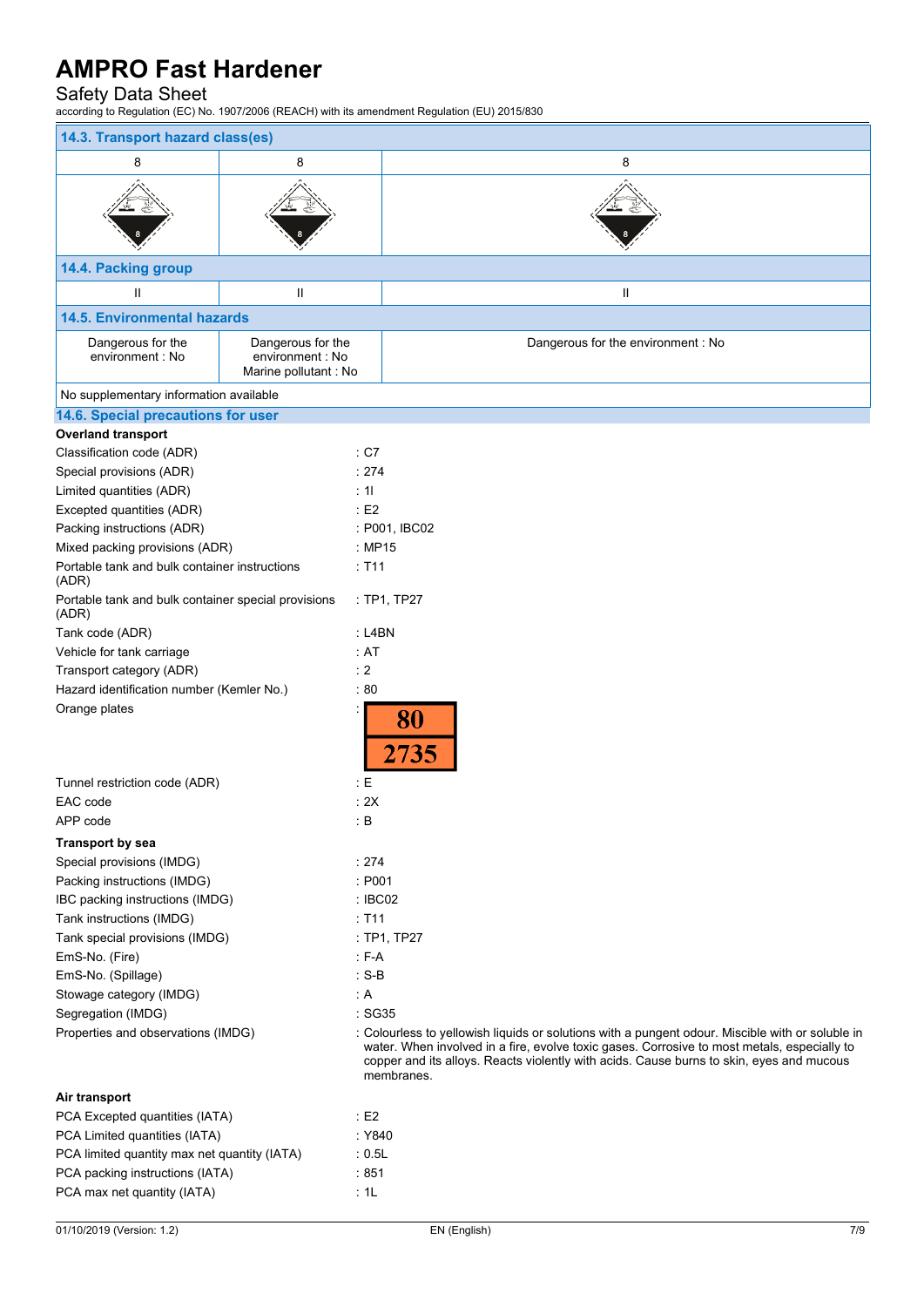# AMPRO Fast Hardener

Safety Data Sheet

according to Regulation (EC) No. 1907/2006 (REACH) with its amendment Regulation (EU) 2015/830

### 14.3. Transport hazard class(es)

| | | |
|---|---|---|
| 8 | 8 | 8 |

### 14.4. Packing group

| | | |
|---|---|---|
| II | II | II |

### 14.5. Environmental hazards

| | | |
|---|---|---|
| Dangerous for the environment : No | Dangerous for the environment : No<br>Marine pollutant : No | Dangerous for the environment : No |

No supplementary information available

### 14.6. Special precautions for user

**Overland transport**

| | |
|---|---|
| Classification code (ADR) | : C7 |
| Special provisions (ADR) | : 274 |
| Limited quantities (ADR) | : 1l |
| Excepted quantities (ADR) | : E2 |
| Packing instructions (ADR) | : P001, IBC02 |
| Mixed packing provisions (ADR) | : MP15 |
| Portable tank and bulk container instructions (ADR) | : T11 |
| Portable tank and bulk container special provisions (ADR) | : TP1, TP27 |
| Tank code (ADR) | : L4BN |
| Vehicle for tank carriage | : AT |
| Transport category (ADR) | : 2 |
| Hazard identification number (Kemler No.) | : 80 |
| Orange plates | : 80 / 2735 |
| Tunnel restriction code (ADR) | : E |
| EAC code | : 2X |
| APP code | : B |

**Transport by sea**

| | |
|---|---|
| Special provisions (IMDG) | : 274 |
| Packing instructions (IMDG) | : P001 |
| IBC packing instructions (IMDG) | : IBC02 |
| Tank instructions (IMDG) | : T11 |
| Tank special provisions (IMDG) | : TP1, TP27 |
| EmS-No. (Fire) | : F-A |
| EmS-No. (Spillage) | : S-B |
| Stowage category (IMDG) | : A |
| Segregation (IMDG) | : SG35 |
| Properties and observations (IMDG) | : Colourless to yellowish liquids or solutions with a pungent odour. Miscible with or soluble in water. When involved in a fire, evolve toxic gases. Corrosive to most metals, especially to copper and its alloys. Reacts violently with acids. Cause burns to skin, eyes and mucous membranes. |

**Air transport**

| | |
|---|---|
| PCA Excepted quantities (IATA) | : E2 |
| PCA Limited quantities (IATA) | : Y840 |
| PCA limited quantity max net quantity (IATA) | : 0.5L |
| PCA packing instructions (IATA) | : 851 |
| PCA max net quantity (IATA) | : 1L |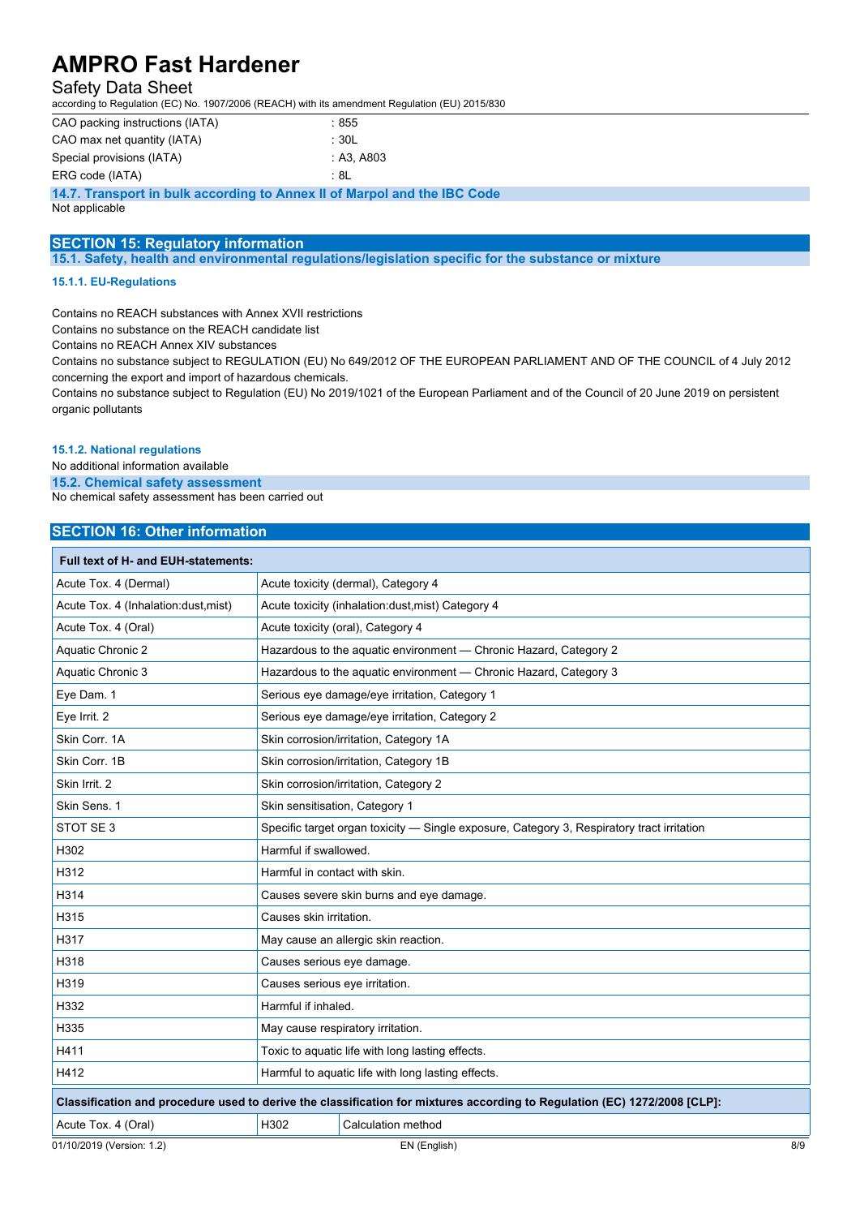| | |
|---|---|
| CAO packing instructions (IATA) | : 855 |
| CAO max net quantity (IATA) | : 30L |
| Special provisions (IATA) | : A3, A803 |
| ERG code (IATA) | : 8L |

#### 14.7. Transport in bulk according to Annex II of Marpol and the IBC Code

Not applicable

## SECTION 15: Regulatory information

### 15.1. Safety, health and environmental regulations/legislation specific for the substance or mixture

#### 15.1.1. EU-Regulations

Contains no REACH substances with Annex XVII restrictions

Contains no substance on the REACH candidate list

Contains no REACH Annex XIV substances

Contains no substance subject to REGULATION (EU) No 649/2012 OF THE EUROPEAN PARLIAMENT AND OF THE COUNCIL of 4 July 2012 concerning the export and import of hazardous chemicals.

Contains no substance subject to Regulation (EU) No 2019/1021 of the European Parliament and of the Council of 20 June 2019 on persistent organic pollutants

#### 15.1.2. National regulations

No additional information available

### 15.2. Chemical safety assessment

No chemical safety assessment has been carried out

## SECTION 16: Other information

| Full text of H- and EUH-statements: | |
|---|---|
| Acute Tox. 4 (Dermal) | Acute toxicity (dermal), Category 4 |
| Acute Tox. 4 (Inhalation:dust,mist) | Acute toxicity (inhalation:dust,mist) Category 4 |
| Acute Tox. 4 (Oral) | Acute toxicity (oral), Category 4 |
| Aquatic Chronic 2 | Hazardous to the aquatic environment — Chronic Hazard, Category 2 |
| Aquatic Chronic 3 | Hazardous to the aquatic environment — Chronic Hazard, Category 3 |
| Eye Dam. 1 | Serious eye damage/eye irritation, Category 1 |
| Eye Irrit. 2 | Serious eye damage/eye irritation, Category 2 |
| Skin Corr. 1A | Skin corrosion/irritation, Category 1A |
| Skin Corr. 1B | Skin corrosion/irritation, Category 1B |
| Skin Irrit. 2 | Skin corrosion/irritation, Category 2 |
| Skin Sens. 1 | Skin sensitisation, Category 1 |
| STOT SE 3 | Specific target organ toxicity — Single exposure, Category 3, Respiratory tract irritation |
| H302 | Harmful if swallowed. |
| H312 | Harmful in contact with skin. |
| H314 | Causes severe skin burns and eye damage. |
| H315 | Causes skin irritation. |
| H317 | May cause an allergic skin reaction. |
| H318 | Causes serious eye damage. |
| H319 | Causes serious eye irritation. |
| H332 | Harmful if inhaled. |
| H335 | May cause respiratory irritation. |
| H411 | Toxic to aquatic life with long lasting effects. |
| H412 | Harmful to aquatic life with long lasting effects. |

| Classification and procedure used to derive the classification for mixtures according to Regulation (EC) 1272/2008 [CLP]: | | |
|---|---|---|
| Acute Tox. 4 (Oral) | H302 | Calculation method |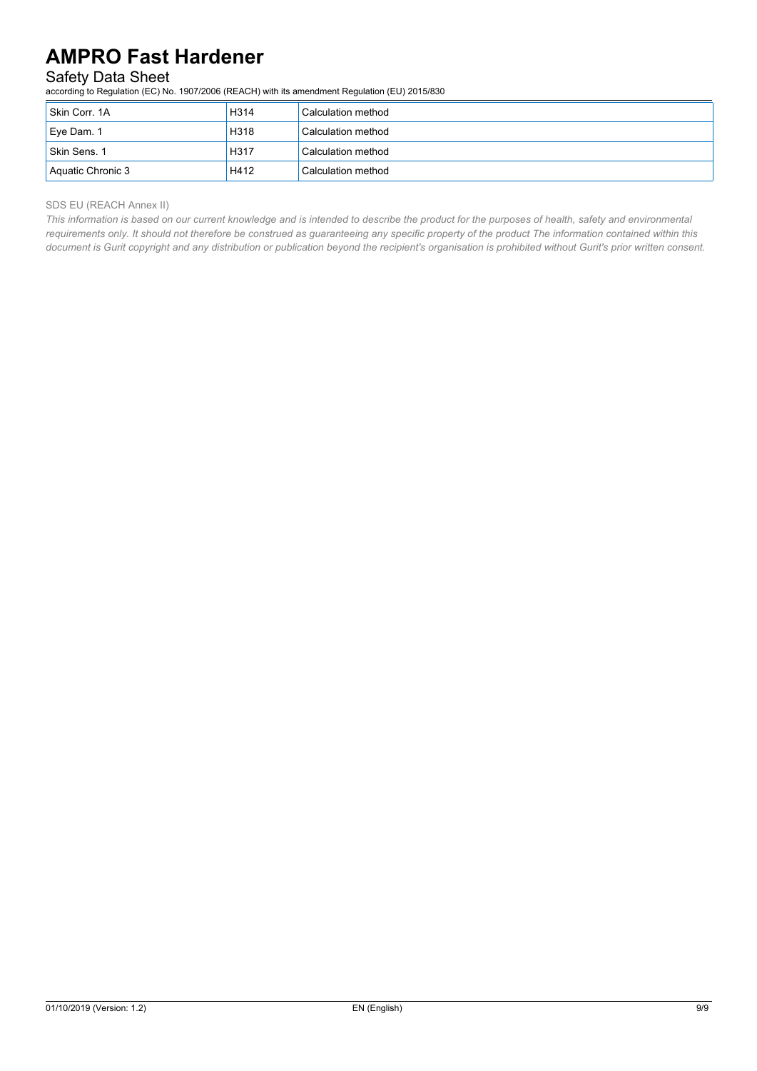| | | |
|---|---|---|
| Skin Corr. 1A | H314 | Calculation method |
| Eye Dam. 1 | H318 | Calculation method |
| Skin Sens. 1 | H317 | Calculation method |
| Aquatic Chronic 3 | H412 | Calculation method |

SDS EU (REACH Annex II)

*This information is based on our current knowledge and is intended to describe the product for the purposes of health, safety and environmental requirements only. It should not therefore be construed as guaranteeing any specific property of the product The information contained within this document is Gurit copyright and any distribution or publication beyond the recipient's organisation is prohibited without Gurit's prior written consent.*